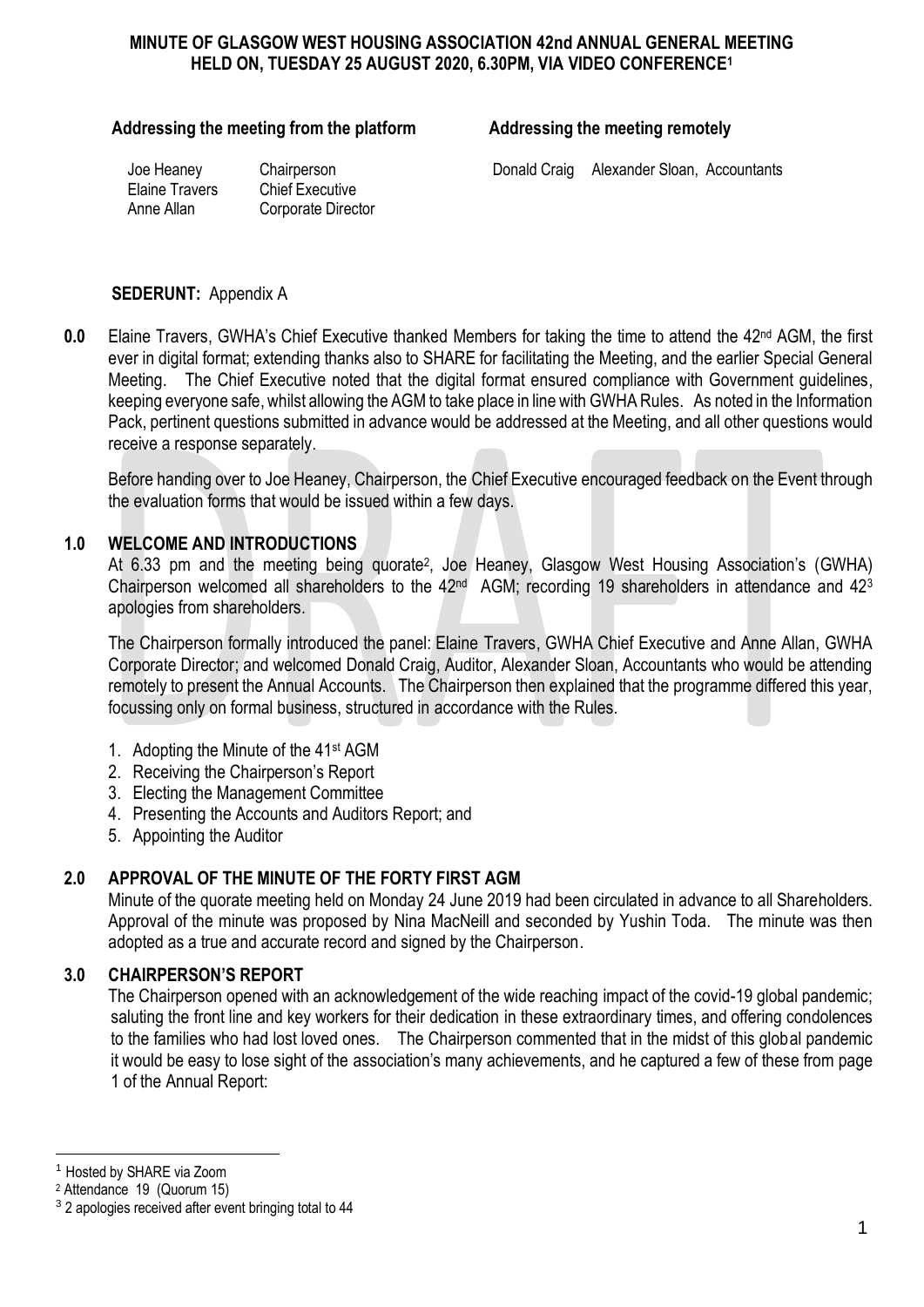# MINUTE OF GLASGOW WEST HOUSING ASSOCIATION 42nd ANNUAL GENERAL MEETING HELD ON, TUESDAY 25 AUGUST 2020, 6.30PM, VIA VIDEO CONFERENCE[1]

**Addressing the meeting from the platform**

| | |
|---|---|
| Joe Heaney | Chairperson |
| Elaine Travers | Chief Executive |
| Anne Allan | Corporate Director |

**Addressing the meeting remotely**

| | |
|---|---|
| Donald Craig | Alexander Sloan, Accountants |

**SEDERUNT:** Appendix A

**0.0** Elaine Travers, GWHA's Chief Executive thanked Members for taking the time to attend the 42nd AGM, the first ever in digital format; extending thanks also to SHARE for facilitating the Meeting, and the earlier Special General Meeting. The Chief Executive noted that the digital format ensured compliance with Government guidelines, keeping everyone safe, whilst allowing the AGM to take place in line with GWHA Rules. As noted in the Information Pack, pertinent questions submitted in advance would be addressed at the Meeting, and all other questions would receive a response separately.

Before handing over to Joe Heaney, Chairperson, the Chief Executive encouraged feedback on the Event through the evaluation forms that would be issued within a few days.

## 1.0 WELCOME AND INTRODUCTIONS

At 6.33 pm and the meeting being quorate[2], Joe Heaney, Glasgow West Housing Association's (GWHA) Chairperson welcomed all shareholders to the 42nd AGM; recording 19 shareholders in attendance and 42[3] apologies from shareholders.

The Chairperson formally introduced the panel: Elaine Travers, GWHA Chief Executive and Anne Allan, GWHA Corporate Director; and welcomed Donald Craig, Auditor, Alexander Sloan, Accountants who would be attending remotely to present the Annual Accounts. The Chairperson then explained that the programme differed this year, focussing only on formal business, structured in accordance with the Rules.

1. Adopting the Minute of the 41st AGM
2. Receiving the Chairperson's Report
3. Electing the Management Committee
4. Presenting the Accounts and Auditors Report; and
5. Appointing the Auditor

## 2.0 APPROVAL OF THE MINUTE OF THE FORTY FIRST AGM

Minute of the quorate meeting held on Monday 24 June 2019 had been circulated in advance to all Shareholders. Approval of the minute was proposed by Nina MacNeill and seconded by Yushin Toda. The minute was then adopted as a true and accurate record and signed by the Chairperson.

## 3.0 CHAIRPERSON'S REPORT

The Chairperson opened with an acknowledgement of the wide reaching impact of the covid-19 global pandemic; saluting the front line and key workers for their dedication in these extraordinary times, and offering condolences to the families who had lost loved ones. The Chairperson commented that in the midst of this global pandemic it would be easy to lose sight of the association's many achievements, and he captured a few of these from page 1 of the Annual Report:

---

[1] Hosted by SHARE via Zoom

[2] Attendance 19 (Quorum 15)

[3] 2 apologies received after event bringing total to 44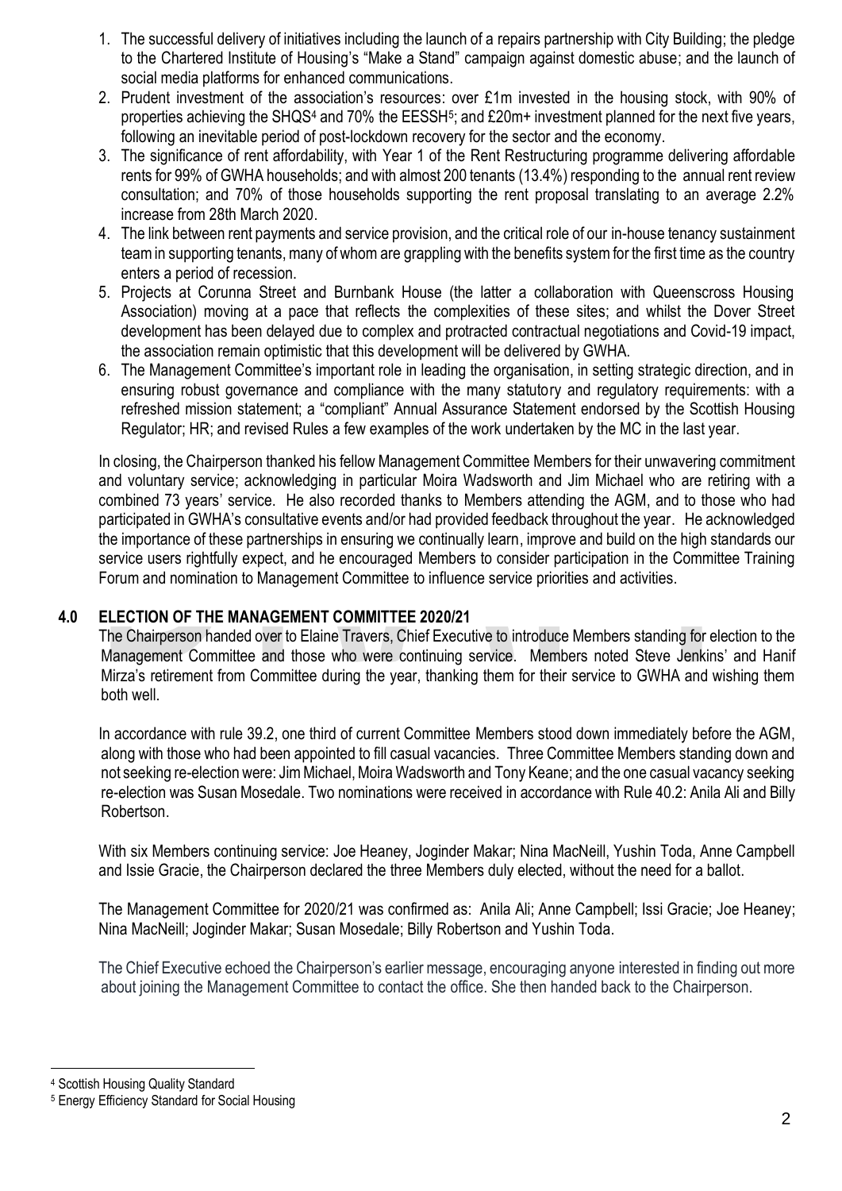1. The successful delivery of initiatives including the launch of a repairs partnership with City Building; the pledge to the Chartered Institute of Housing's "Make a Stand" campaign against domestic abuse; and the launch of social media platforms for enhanced communications.
2. Prudent investment of the association's resources: over £1m invested in the housing stock, with 90% of properties achieving the SHQS[4] and 70% the EESSH[5]; and £20m+ investment planned for the next five years, following an inevitable period of post-lockdown recovery for the sector and the economy.
3. The significance of rent affordability, with Year 1 of the Rent Restructuring programme delivering affordable rents for 99% of GWHA households; and with almost 200 tenants (13.4%) responding to the annual rent review consultation; and 70% of those households supporting the rent proposal translating to an average 2.2% increase from 28th March 2020.
4. The link between rent payments and service provision, and the critical role of our in-house tenancy sustainment team in supporting tenants, many of whom are grappling with the benefits system for the first time as the country enters a period of recession.
5. Projects at Corunna Street and Burnbank House (the latter a collaboration with Queenscross Housing Association) moving at a pace that reflects the complexities of these sites; and whilst the Dover Street development has been delayed due to complex and protracted contractual negotiations and Covid-19 impact, the association remain optimistic that this development will be delivered by GWHA.
6. The Management Committee's important role in leading the organisation, in setting strategic direction, and in ensuring robust governance and compliance with the many statutory and regulatory requirements: with a refreshed mission statement; a "compliant" Annual Assurance Statement endorsed by the Scottish Housing Regulator; HR; and revised Rules a few examples of the work undertaken by the MC in the last year.

In closing, the Chairperson thanked his fellow Management Committee Members for their unwavering commitment and voluntary service; acknowledging in particular Moira Wadsworth and Jim Michael who are retiring with a combined 73 years' service. He also recorded thanks to Members attending the AGM, and to those who had participated in GWHA's consultative events and/or had provided feedback throughout the year. He acknowledged the importance of these partnerships in ensuring we continually learn, improve and build on the high standards our service users rightfully expect, and he encouraged Members to consider participation in the Committee Training Forum and nomination to Management Committee to influence service priorities and activities.

## 4.0 ELECTION OF THE MANAGEMENT COMMITTEE 2020/21

The Chairperson handed over to Elaine Travers, Chief Executive to introduce Members standing for election to the Management Committee and those who were continuing service. Members noted Steve Jenkins' and Hanif Mirza's retirement from Committee during the year, thanking them for their service to GWHA and wishing them both well.

In accordance with rule 39.2, one third of current Committee Members stood down immediately before the AGM, along with those who had been appointed to fill casual vacancies. Three Committee Members standing down and not seeking re-election were: Jim Michael, Moira Wadsworth and Tony Keane; and the one casual vacancy seeking re-election was Susan Mosedale. Two nominations were received in accordance with Rule 40.2: Anila Ali and Billy Robertson.

With six Members continuing service: Joe Heaney, Joginder Makar; Nina MacNeill, Yushin Toda, Anne Campbell and Issie Gracie, the Chairperson declared the three Members duly elected, without the need for a ballot.

The Management Committee for 2020/21 was confirmed as: Anila Ali; Anne Campbell; Issi Gracie; Joe Heaney; Nina MacNeill; Joginder Makar; Susan Mosedale; Billy Robertson and Yushin Toda.

The Chief Executive echoed the Chairperson's earlier message, encouraging anyone interested in finding out more about joining the Management Committee to contact the office. She then handed back to the Chairperson.

---

[4] Scottish Housing Quality Standard

[5] Energy Efficiency Standard for Social Housing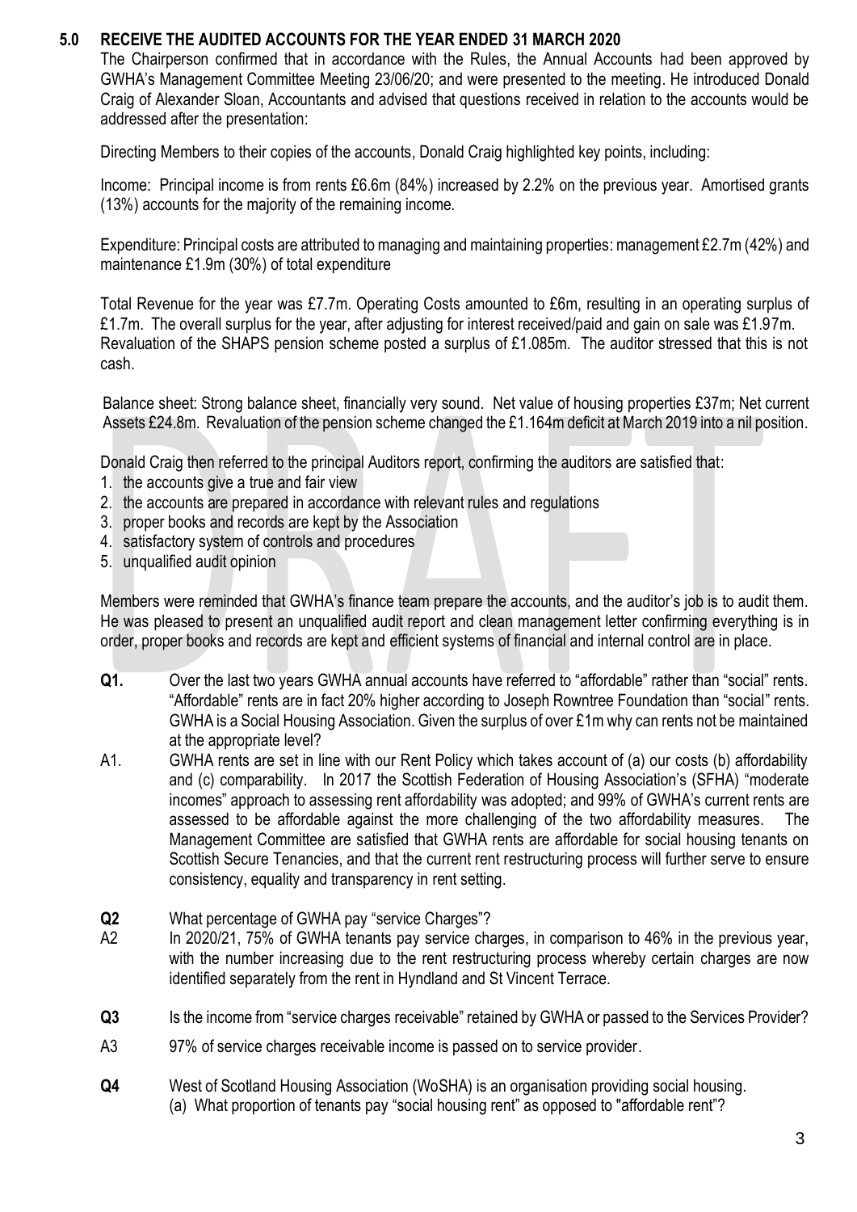## 5.0 RECEIVE THE AUDITED ACCOUNTS FOR THE YEAR ENDED 31 MARCH 2020

The Chairperson confirmed that in accordance with the Rules, the Annual Accounts had been approved by GWHA's Management Committee Meeting 23/06/20; and were presented to the meeting. He introduced Donald Craig of Alexander Sloan, Accountants and advised that questions received in relation to the accounts would be addressed after the presentation:

Directing Members to their copies of the accounts, Donald Craig highlighted key points, including:

Income: Principal income is from rents £6.6m (84%) increased by 2.2% on the previous year. Amortised grants (13%) accounts for the majority of the remaining income.

Expenditure: Principal costs are attributed to managing and maintaining properties: management £2.7m (42%) and maintenance £1.9m (30%) of total expenditure

Total Revenue for the year was £7.7m. Operating Costs amounted to £6m, resulting in an operating surplus of £1.7m. The overall surplus for the year, after adjusting for interest received/paid and gain on sale was £1.97m. Revaluation of the SHAPS pension scheme posted a surplus of £1.085m. The auditor stressed that this is not cash.

Balance sheet: Strong balance sheet, financially very sound. Net value of housing properties £37m; Net current Assets £24.8m. Revaluation of the pension scheme changed the £1.164m deficit at March 2019 into a nil position.

Donald Craig then referred to the principal Auditors report, confirming the auditors are satisfied that:

1. the accounts give a true and fair view
2. the accounts are prepared in accordance with relevant rules and regulations
3. proper books and records are kept by the Association
4. satisfactory system of controls and procedures
5. unqualified audit opinion

Members were reminded that GWHA's finance team prepare the accounts, and the auditor's job is to audit them. He was pleased to present an unqualified audit report and clean management letter confirming everything is in order, proper books and records are kept and efficient systems of financial and internal control are in place.

**Q1.** Over the last two years GWHA annual accounts have referred to "affordable" rather than "social" rents. "Affordable" rents are in fact 20% higher according to Joseph Rowntree Foundation than "social" rents. GWHA is a Social Housing Association. Given the surplus of over £1m why can rents not be maintained at the appropriate level?

A1. GWHA rents are set in line with our Rent Policy which takes account of (a) our costs (b) affordability and (c) comparability. In 2017 the Scottish Federation of Housing Association's (SFHA) "moderate incomes" approach to assessing rent affordability was adopted; and 99% of GWHA's current rents are assessed to be affordable against the more challenging of the two affordability measures. The Management Committee are satisfied that GWHA rents are affordable for social housing tenants on Scottish Secure Tenancies, and that the current rent restructuring process will further serve to ensure consistency, equality and transparency in rent setting.

**Q2** What percentage of GWHA pay "service Charges"?

A2 In 2020/21, 75% of GWHA tenants pay service charges, in comparison to 46% in the previous year, with the number increasing due to the rent restructuring process whereby certain charges are now identified separately from the rent in Hyndland and St Vincent Terrace.

**Q3** Is the income from "service charges receivable" retained by GWHA or passed to the Services Provider?

A3 97% of service charges receivable income is passed on to service provider.

**Q4** West of Scotland Housing Association (WoSHA) is an organisation providing social housing.
(a) What proportion of tenants pay "social housing rent" as opposed to "affordable rent"?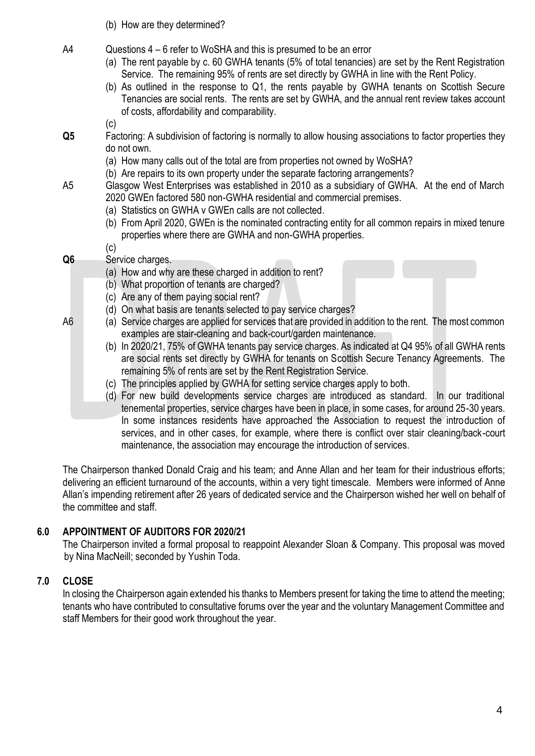(b) How are they determined?

A4 Questions 4 – 6 refer to WoSHA and this is presumed to be an error

(a) The rent payable by c. 60 GWHA tenants (5% of total tenancies) are set by the Rent Registration Service. The remaining 95% of rents are set directly by GWHA in line with the Rent Policy.
(b) As outlined in the response to Q1, the rents payable by GWHA tenants on Scottish Secure Tenancies are social rents. The rents are set by GWHA, and the annual rent review takes account of costs, affordability and comparability.
(c)

**Q5** Factoring: A subdivision of factoring is normally to allow housing associations to factor properties they do not own.

(a) How many calls out of the total are from properties not owned by WoSHA?
(b) Are repairs to its own property under the separate factoring arrangements?

A5 Glasgow West Enterprises was established in 2010 as a subsidiary of GWHA. At the end of March 2020 GWEn factored 580 non-GWHA residential and commercial premises.

(a) Statistics on GWHA v GWEn calls are not collected.
(b) From April 2020, GWEn is the nominated contracting entity for all common repairs in mixed tenure properties where there are GWHA and non-GWHA properties.
(c)

**Q6** Service charges.

(a) How and why are these charged in addition to rent?
(b) What proportion of tenants are charged?
(c) Are any of them paying social rent?
(d) On what basis are tenants selected to pay service charges?

A6

(a) Service charges are applied for services that are provided in addition to the rent. The most common examples are stair-cleaning and back-court/garden maintenance.
(b) In 2020/21, 75% of GWHA tenants pay service charges. As indicated at Q4 95% of all GWHA rents are social rents set directly by GWHA for tenants on Scottish Secure Tenancy Agreements. The remaining 5% of rents are set by the Rent Registration Service.
(c) The principles applied by GWHA for setting service charges apply to both.
(d) For new build developments service charges are introduced as standard. In our traditional tenemental properties, service charges have been in place, in some cases, for around 25-30 years. In some instances residents have approached the Association to request the introduction of services, and in other cases, for example, where there is conflict over stair cleaning/back-court maintenance, the association may encourage the introduction of services.

The Chairperson thanked Donald Craig and his team; and Anne Allan and her team for their industrious efforts; delivering an efficient turnaround of the accounts, within a very tight timescale. Members were informed of Anne Allan's impending retirement after 26 years of dedicated service and the Chairperson wished her well on behalf of the committee and staff.

## 6.0 APPOINTMENT OF AUDITORS FOR 2020/21

The Chairperson invited a formal proposal to reappoint Alexander Sloan & Company. This proposal was moved by Nina MacNeill; seconded by Yushin Toda.

## 7.0 CLOSE

In closing the Chairperson again extended his thanks to Members present for taking the time to attend the meeting; tenants who have contributed to consultative forums over the year and the voluntary Management Committee and staff Members for their good work throughout the year.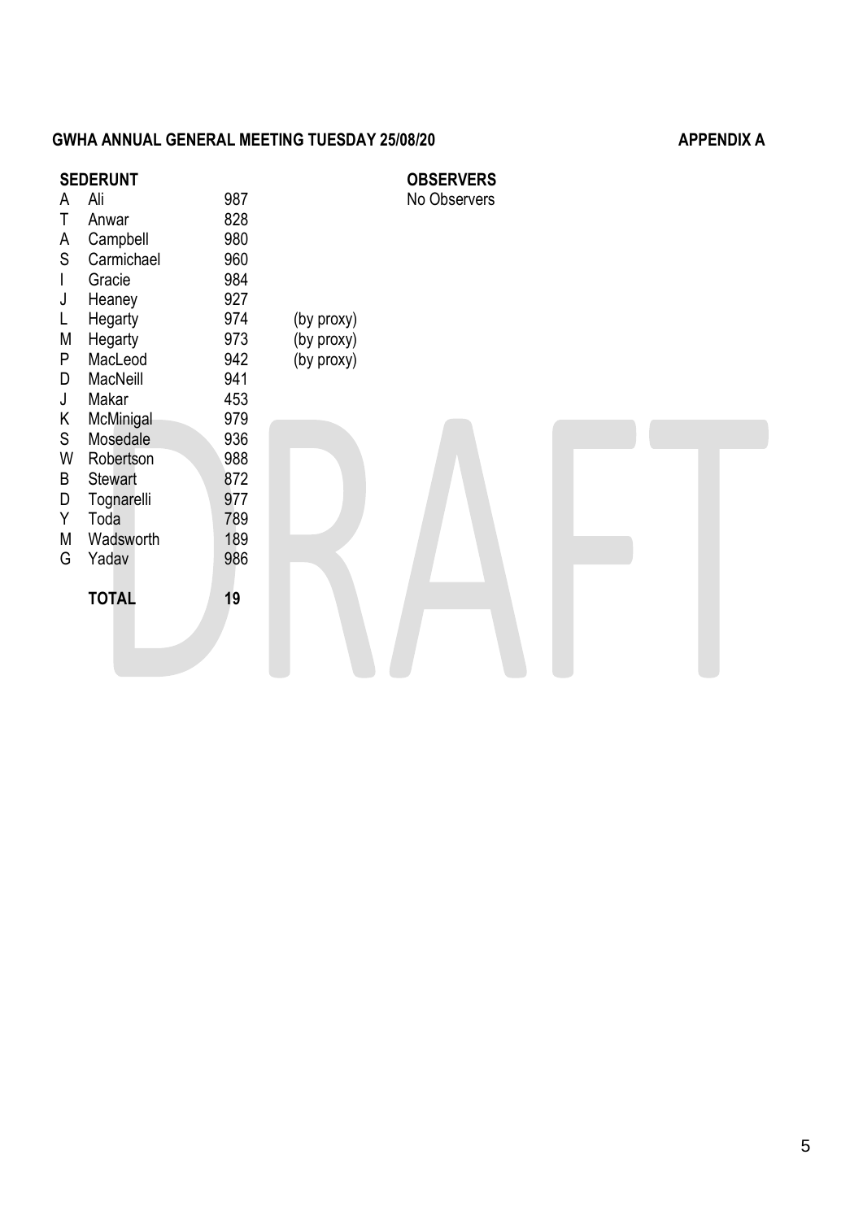**GWHA ANNUAL GENERAL MEETING TUESDAY 25/08/20** **APPENDIX A**

**SEDERUNT**

| | | | |
|---|---|---|---|
| A | Ali | 987 | |
| T | Anwar | 828 | |
| A | Campbell | 980 | |
| S | Carmichael | 960 | |
| I | Gracie | 984 | |
| J | Heaney | 927 | |
| L | Hegarty | 974 | (by proxy) |
| M | Hegarty | 973 | (by proxy) |
| P | MacLeod | 942 | (by proxy) |
| D | MacNeill | 941 | |
| J | Makar | 453 | |
| K | McMinigal | 979 | |
| S | Mosedale | 936 | |
| W | Robertson | 988 | |
| B | Stewart | 872 | |
| D | Tognarelli | 977 | |
| Y | Toda | 789 | |
| M | Wadsworth | 189 | |
| G | Yadav | 986 | |
| | **TOTAL** | **19** | |

**OBSERVERS**

No Observers

DRAFT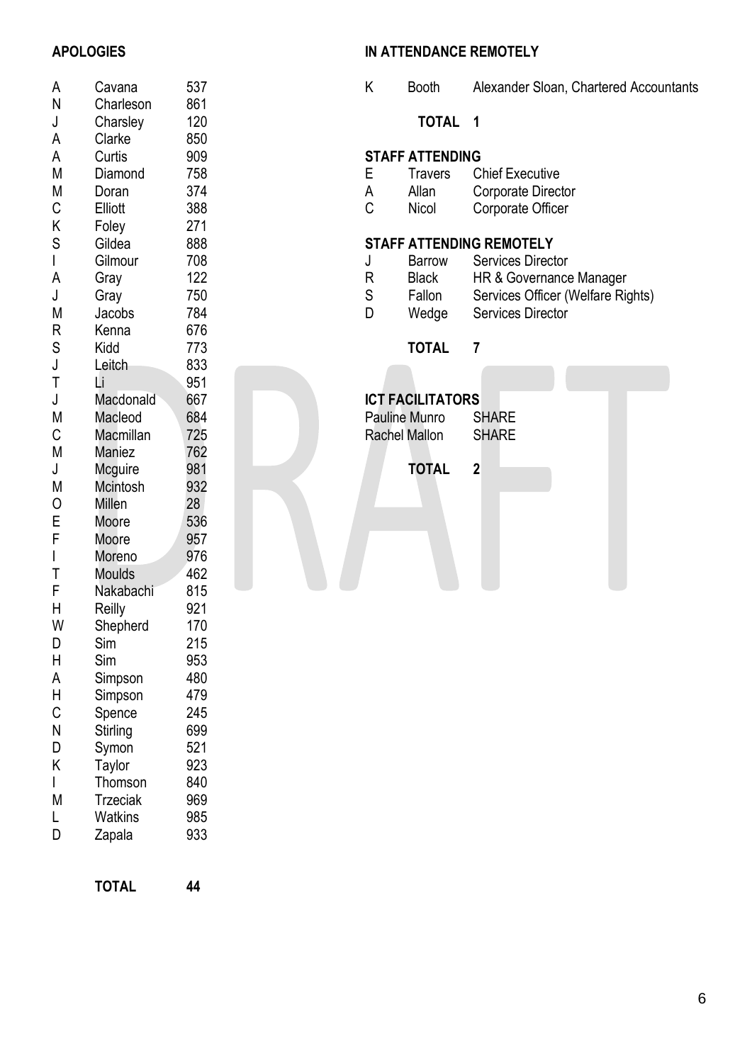**APOLOGIES**

| | | |
|---|---|---|
| A | Cavana | 537 |
| N | Charleson | 861 |
| J | Charsley | 120 |
| A | Clarke | 850 |
| A | Curtis | 909 |
| M | Diamond | 758 |
| M | Doran | 374 |
| C | Elliott | 388 |
| K | Foley | 271 |
| S | Gildea | 888 |
| I | Gilmour | 708 |
| A | Gray | 122 |
| J | Gray | 750 |
| M | Jacobs | 784 |
| R | Kenna | 676 |
| S | Kidd | 773 |
| J | Leitch | 833 |
| T | Li | 951 |
| J | Macdonald | 667 |
| M | Macleod | 684 |
| C | Macmillan | 725 |
| M | Maniez | 762 |
| J | Mcguire | 981 |
| M | Mcintosh | 932 |
| O | Millen | 28 |
| E | Moore | 536 |
| F | Moore | 957 |
| I | Moreno | 976 |
| T | Moulds | 462 |
| F | Nakabachi | 815 |
| H | Reilly | 921 |
| W | Shepherd | 170 |
| D | Sim | 215 |
| H | Sim | 953 |
| A | Simpson | 480 |
| H | Simpson | 479 |
| C | Spence | 245 |
| N | Stirling | 699 |
| D | Symon | 521 |
| K | Taylor | 923 |
| I | Thomson | 840 |
| M | Trzeciak | 969 |
| L | Watkins | 985 |
| D | Zapala | 933 |
| | **TOTAL** | **44** |

**IN ATTENDANCE REMOTELY**

| | | |
|---|---|---|
| K | Booth | Alexander Sloan, Chartered Accountants |
| | **TOTAL** | **1** |

**STAFF ATTENDING**

| | | |
|---|---|---|
| E | Travers | Chief Executive |
| A | Allan | Corporate Director |
| C | Nicol | Corporate Officer |

**STAFF ATTENDING REMOTELY**

| | | |
|---|---|---|
| J | Barrow | Services Director |
| R | Black | HR & Governance Manager |
| S | Fallon | Services Officer (Welfare Rights) |
| D | Wedge | Services Director |
| | **TOTAL** | **7** |

**ICT FACILITATORS**

| | |
|---|---|
| Pauline Munro | SHARE |
| Rachel Mallon | SHARE |
| **TOTAL** | **2** |

DRAFT